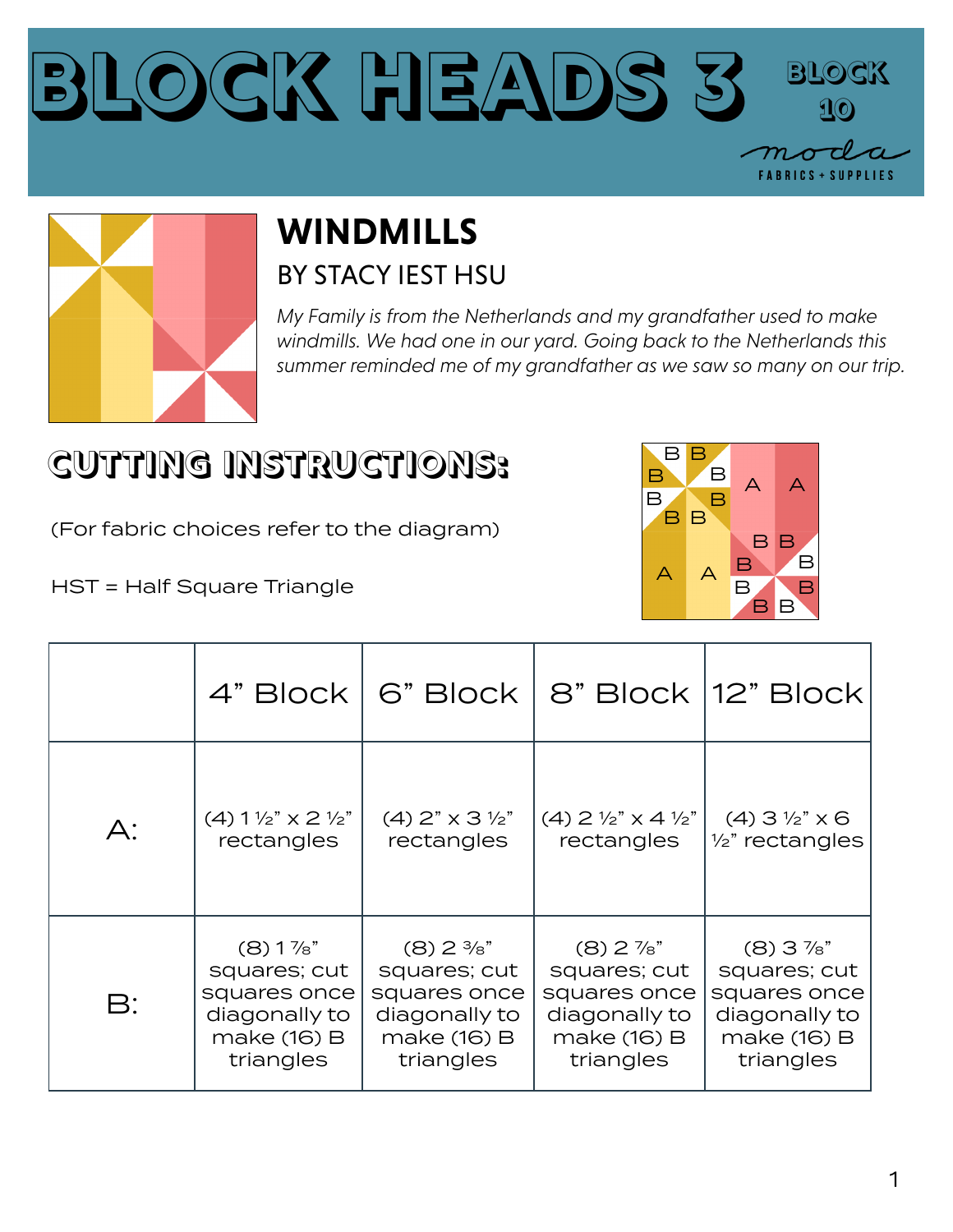# BLOCK HEADS 3

BLOCK 10

moda FABRICS + SUPPLIES

## WINDMILLS

### BY STACY IEST HSU

*My Family is from the Netherlands and my grandfather used to make windmills. We had one in our yard. Going back to the Netherlands this summer reminded me of my grandfather as we saw so many on our trip.*

## CUTTING INSTRUCTIONS:

(For fabric choices refer to the diagram)

HST = Half Square Triangle

| | 4" Block | 6" Block | 8" Block | 12" Block |
|---|---|---|---|---|
| A: | (4) 1 ½" x 2 ½" rectangles | (4) 2" x 3 ½" rectangles | (4) 2 ½" x 4 ½" rectangles | (4) 3 ½" x 6 ½" rectangles |
| B: | (8) 1 ⅞" squares; cut squares once diagonally to make (16) B triangles | (8) 2 ⅜" squares; cut squares once diagonally to make (16) B triangles | (8) 2 ⅞" squares; cut squares once diagonally to make (16) B triangles | (8) 3 ⅞" squares; cut squares once diagonally to make (16) B triangles |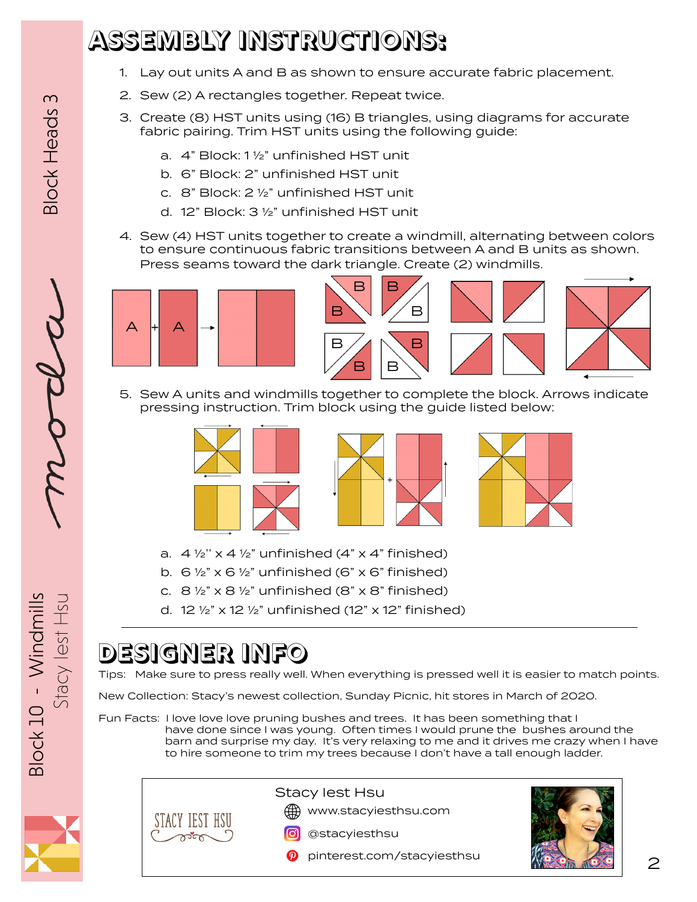# ASSEMBLY INSTRUCTIONS:

1. Lay out units A and B as shown to ensure accurate fabric placement.
2. Sew (2) A rectangles together. Repeat twice.
3. Create (8) HST units using (16) B triangles, using diagrams for accurate fabric pairing. Trim HST units using the following guide:
   a. 4" Block: 1 ½" unfinished HST unit
   b. 6" Block: 2" unfinished HST unit
   c. 8" Block: 2 ½" unfinished HST unit
   d. 12" Block: 3 ½" unfinished HST unit
4. Sew (4) HST units together to create a windmill, alternating between colors to ensure continuous fabric transitions between A and B units as shown. Press seams toward the dark triangle. Create (2) windmills.

A + A →

B B B B B B B B

5. Sew A units and windmills together to complete the block. Arrows indicate pressing instruction. Trim block using the guide listed below:
   a. 4 ½" x 4 ½" unfinished (4" x 4" finished)
   b. 6 ½" x 6 ½" unfinished (6" x 6" finished)
   c. 8 ½" x 8 ½" unfinished (8" x 8" finished)
   d. 12 ½" x 12 ½" unfinished (12" x 12" finished)

# DESIGNER INFO

Tips: Make sure to press really well. When everything is pressed well it is easier to match points.

New Collection: Stacy's newest collection, Sunday Picnic, hit stores in March of 2020.

Fun Facts: I love love love pruning bushes and trees. It has been something that I have done since I was young. Often times I would prune the bushes around the barn and surprise my day. It's very relaxing to me and it drives me crazy when I have to hire someone to trim my trees because I don't have a tall enough ladder.

STACY IEST HSU

Stacy Iest Hsu
www.stacyiesthsu.com
@stacyiesthsu
pinterest.com/stacyiesthsu